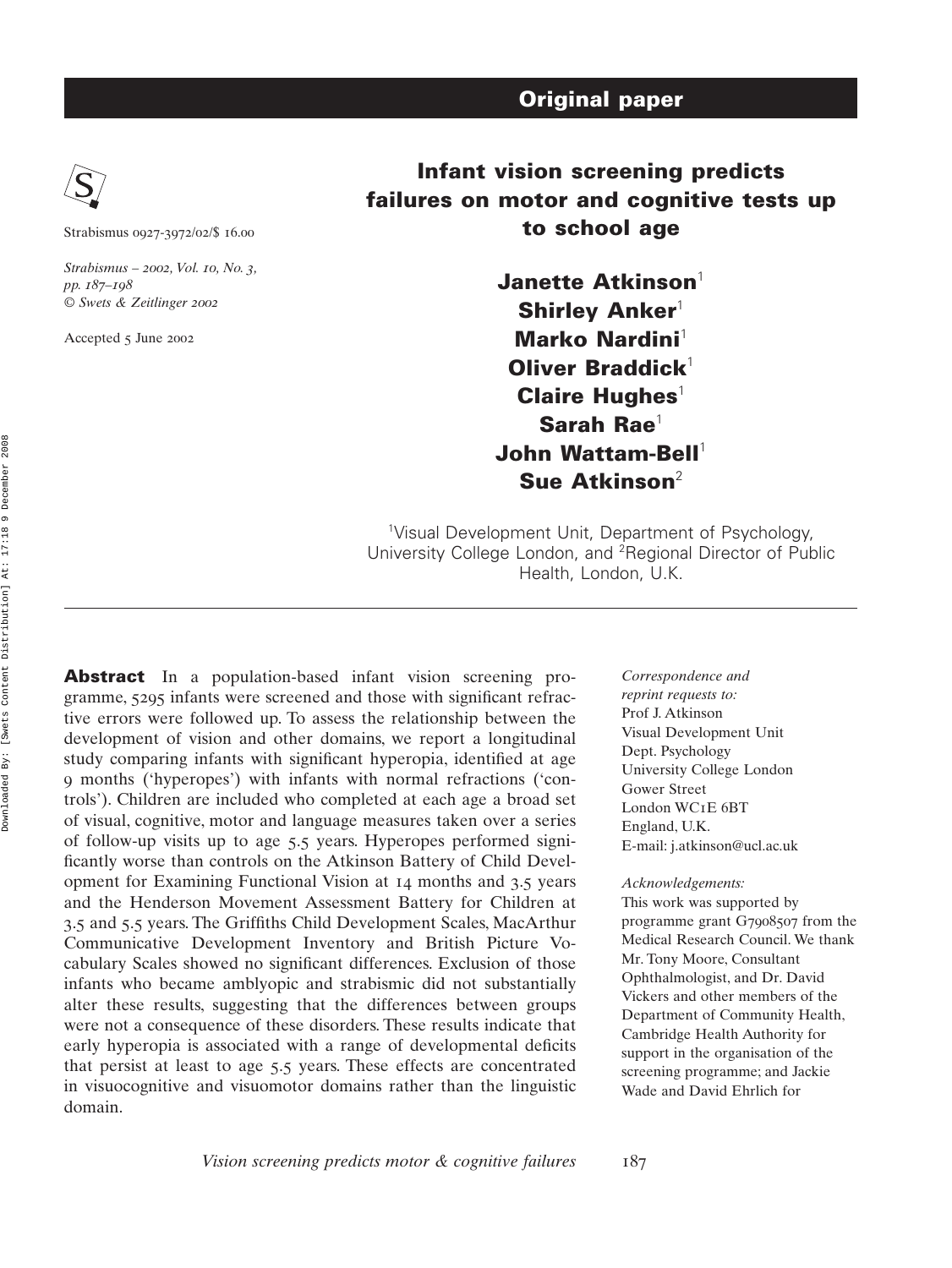Original paper

Strabismus 0927-3972/02/$ 16.00

*Strabismus – 2002, Vol. 10, No. 3, pp. 187–198*
*© Swets & Zeitlinger 2002*

Accepted 5 June 2002

# Infant vision screening predicts failures on motor and cognitive tests up to school age

**Janette Atkinson**[1]
**Shirley Anker**[1]
**Marko Nardini**[1]
**Oliver Braddick**[1]
**Claire Hughes**[1]
**Sarah Rae**[1]
**John Wattam-Bell**[1]
**Sue Atkinson**[2]

[1]Visual Development Unit, Department of Psychology, University College London, and [2]Regional Director of Public Health, London, U.K.

**Abstract** In a population-based infant vision screening programme, 5295 infants were screened and those with significant refractive errors were followed up. To assess the relationship between the development of vision and other domains, we report a longitudinal study comparing infants with significant hyperopia, identified at age 9 months ('hyperopes') with infants with normal refractions ('controls'). Children are included who completed at each age a broad set of visual, cognitive, motor and language measures taken over a series of follow-up visits up to age 5.5 years. Hyperopes performed significantly worse than controls on the Atkinson Battery of Child Development for Examining Functional Vision at 14 months and 3.5 years and the Henderson Movement Assessment Battery for Children at 3.5 and 5.5 years. The Griffiths Child Development Scales, MacArthur Communicative Development Inventory and British Picture Vocabulary Scales showed no significant differences. Exclusion of those infants who became amblyopic and strabismic did not substantially alter these results, suggesting that the differences between groups were not a consequence of these disorders. These results indicate that early hyperopia is associated with a range of developmental deficits that persist at least to age 5.5 years. These effects are concentrated in visuocognitive and visuomotor domains rather than the linguistic domain.

*Correspondence and reprint requests to:*
Prof J. Atkinson
Visual Development Unit
Dept. Psychology
University College London
Gower Street
London WC1E 6BT
England, U.K.
E-mail: j.atkinson@ucl.ac.uk

*Acknowledgements:*
This work was supported by programme grant G7908507 from the Medical Research Council. We thank Mr. Tony Moore, Consultant Ophthalmologist, and Dr. David Vickers and other members of the Department of Community Health, Cambridge Health Authority for support in the organisation of the screening programme; and Jackie Wade and David Ehrlich for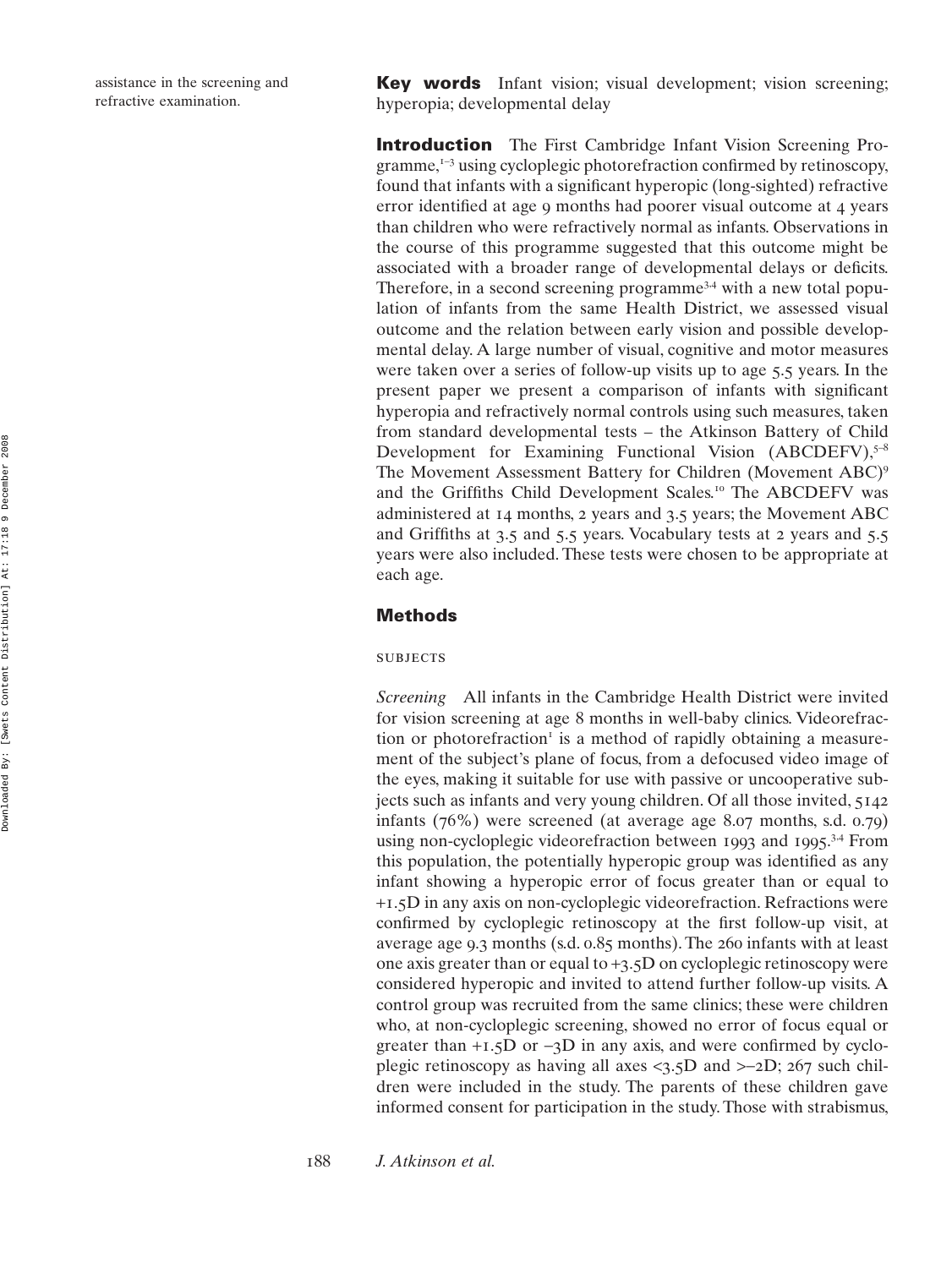assistance in the screening and refractive examination.

**Key words** Infant vision; visual development; vision screening; hyperopia; developmental delay

**Introduction** The First Cambridge Infant Vision Screening Programme,[1–3] using cycloplegic photorefraction confirmed by retinoscopy, found that infants with a significant hyperopic (long-sighted) refractive error identified at age 9 months had poorer visual outcome at 4 years than children who were refractively normal as infants. Observations in the course of this programme suggested that this outcome might be associated with a broader range of developmental delays or deficits. Therefore, in a second screening programme[3,4] with a new total population of infants from the same Health District, we assessed visual outcome and the relation between early vision and possible developmental delay. A large number of visual, cognitive and motor measures were taken over a series of follow-up visits up to age 5.5 years. In the present paper we present a comparison of infants with significant hyperopia and refractively normal controls using such measures, taken from standard developmental tests – the Atkinson Battery of Child Development for Examining Functional Vision (ABCDEFV),[5–8] The Movement Assessment Battery for Children (Movement ABC)[9] and the Griffiths Child Development Scales.[10] The ABCDEFV was administered at 14 months, 2 years and 3.5 years; the Movement ABC and Griffiths at 3.5 and 5.5 years. Vocabulary tests at 2 years and 5.5 years were also included. These tests were chosen to be appropriate at each age.

## Methods

### SUBJECTS

*Screening* All infants in the Cambridge Health District were invited for vision screening at age 8 months in well-baby clinics. Videorefraction or photorefraction[1] is a method of rapidly obtaining a measurement of the subject's plane of focus, from a defocused video image of the eyes, making it suitable for use with passive or uncooperative subjects such as infants and very young children. Of all those invited, 5142 infants (76%) were screened (at average age 8.07 months, s.d. 0.79) using non-cycloplegic videorefraction between 1993 and 1995.[3,4] From this population, the potentially hyperopic group was identified as any infant showing a hyperopic error of focus greater than or equal to +1.5D in any axis on non-cycloplegic videorefraction. Refractions were confirmed by cycloplegic retinoscopy at the first follow-up visit, at average age 9.3 months (s.d. 0.85 months). The 260 infants with at least one axis greater than or equal to +3.5D on cycloplegic retinoscopy were considered hyperopic and invited to attend further follow-up visits. A control group was recruited from the same clinics; these were children who, at non-cycloplegic screening, showed no error of focus equal or greater than +1.5D or –3D in any axis, and were confirmed by cycloplegic retinoscopy as having all axes <3.5D and >–2D; 267 such children were included in the study. The parents of these children gave informed consent for participation in the study. Those with strabismus,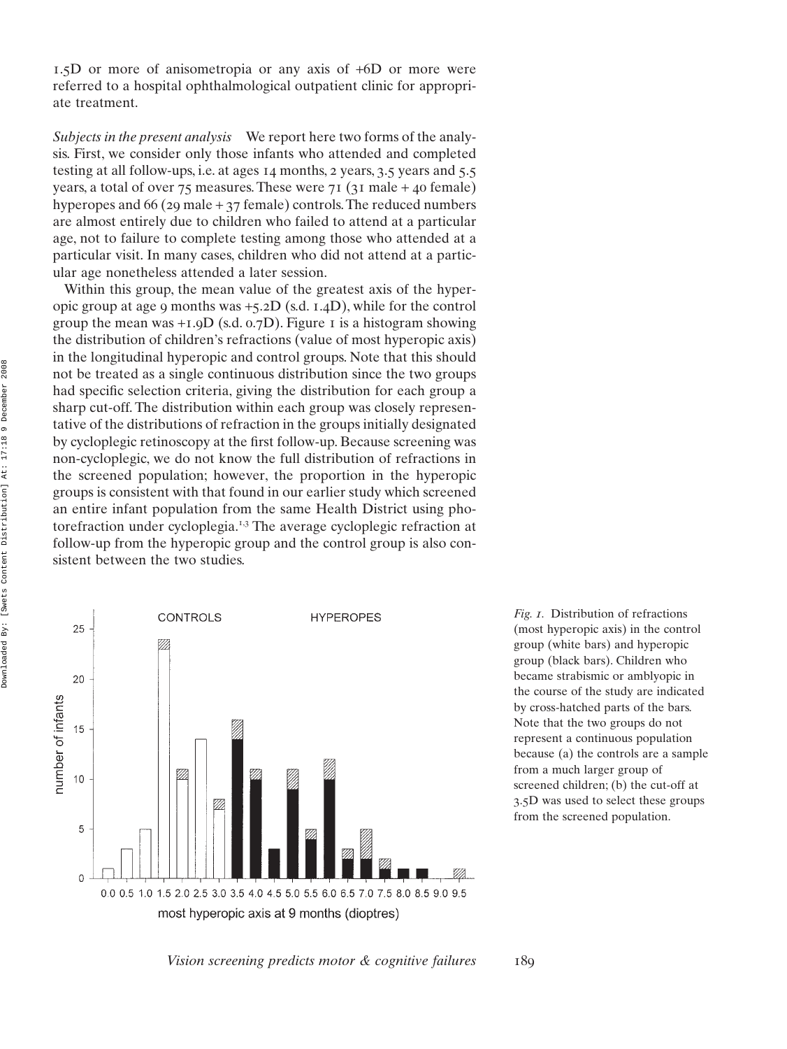1.5D or more of anisometropia or any axis of +6D or more were referred to a hospital ophthalmological outpatient clinic for appropriate treatment.

*Subjects in the present analysis* We report here two forms of the analysis. First, we consider only those infants who attended and completed testing at all follow-ups, i.e. at ages 14 months, 2 years, 3.5 years and 5.5 years, a total of over 75 measures. These were 71 (31 male + 40 female) hyperopes and 66 (29 male + 37 female) controls. The reduced numbers are almost entirely due to children who failed to attend at a particular age, not to failure to complete testing among those who attended at a particular visit. In many cases, children who did not attend at a particular age nonetheless attended a later session.

Within this group, the mean value of the greatest axis of the hyperopic group at age 9 months was +5.2D (s.d. 1.4D), while for the control group the mean was +1.9D (s.d. 0.7D). Figure 1 is a histogram showing the distribution of children's refractions (value of most hyperopic axis) in the longitudinal hyperopic and control groups. Note that this should not be treated as a single continuous distribution since the two groups had specific selection criteria, giving the distribution for each group a sharp cut-off. The distribution within each group was closely representative of the distributions of refraction in the groups initially designated by cycloplegic retinoscopy at the first follow-up. Because screening was non-cycloplegic, we do not know the full distribution of refractions in the screened population; however, the proportion in the hyperopic groups is consistent with that found in our earlier study which screened an entire infant population from the same Health District using photorefraction under cycloplegia.[1,3] The average cycloplegic refraction at follow-up from the hyperopic group and the control group is also consistent between the two studies.

*Fig. 1.* Distribution of refractions (most hyperopic axis) in the control group (white bars) and hyperopic group (black bars). Children who became strabismic or amblyopic in the course of the study are indicated by cross-hatched parts of the bars. Note that the two groups do not represent a continuous population because (a) the controls are a sample from a much larger group of screened children; (b) the cut-off at 3.5D was used to select these groups from the screened population.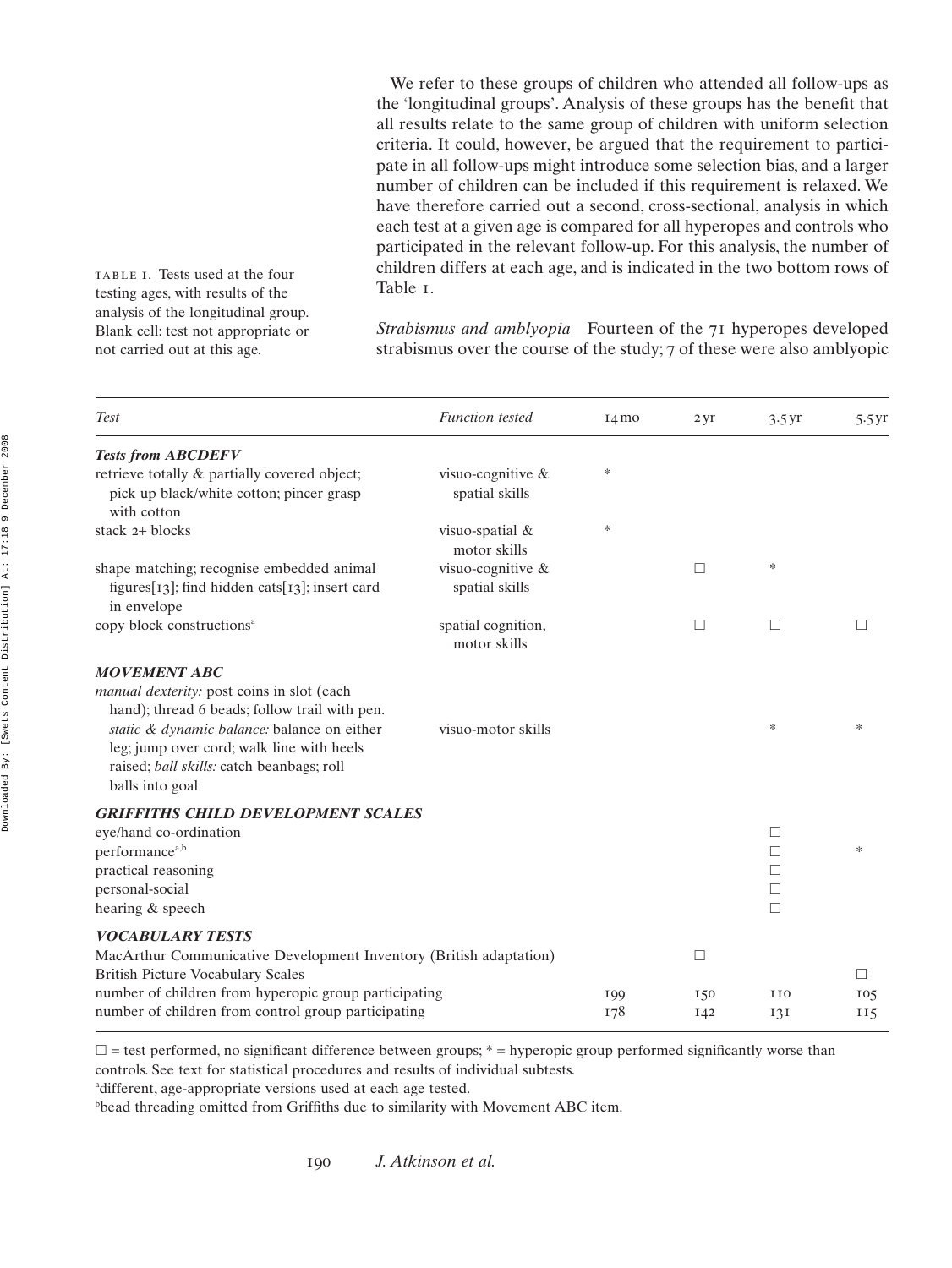We refer to these groups of children who attended all follow-ups as the 'longitudinal groups'. Analysis of these groups has the benefit that all results relate to the same group of children with uniform selection criteria. It could, however, be argued that the requirement to participate in all follow-ups might introduce some selection bias, and a larger number of children can be included if this requirement is relaxed. We have therefore carried out a second, cross-sectional, analysis in which each test at a given age is compared for all hyperopes and controls who participated in the relevant follow-up. For this analysis, the number of children differs at each age, and is indicated in the two bottom rows of Table 1.

*Strabismus and amblyopia* Fourteen of the 71 hyperopes developed strabismus over the course of the study; 7 of these were also amblyopic

TABLE 1. Tests used at the four testing ages, with results of the analysis of the longitudinal group. Blank cell: test not appropriate or not carried out at this age.

| *Test* | *Function tested* | 14 mo | 2 yr | 3.5 yr | 5.5 yr |
|---|---|---|---|---|---|
| ***Tests from ABCDEFV*** | | | | | |
| retrieve totally & partially covered object; pick up black/white cotton; pincer grasp with cotton | visuo-cognitive & spatial skills | * | | | |
| stack 2+ blocks | visuo-spatial & motor skills | * | | | |
| shape matching; recognise embedded animal figures[13]; find hidden cats[13]; insert card in envelope | visuo-cognitive & spatial skills | | □ | * | |
| copy block constructions[a] | spatial cognition, motor skills | | □ | □ | □ |
| ***MOVEMENT ABC*** | | | | | |
| *manual dexterity:* post coins in slot (each hand); thread 6 beads; follow trail with pen. *static & dynamic balance:* balance on either leg; jump over cord; walk line with heels raised; *ball skills:* catch beanbags; roll balls into goal | visuo-motor skills | | | * | * |
| ***GRIFFITHS CHILD DEVELOPMENT SCALES*** | | | | | |
| eye/hand co-ordination | | | | □ | |
| performance[a,b] | | | | □ | * |
| practical reasoning | | | | □ | |
| personal-social | | | | □ | |
| hearing & speech | | | | □ | |
| ***VOCABULARY TESTS*** | | | | | |
| MacArthur Communicative Development Inventory (British adaptation) | | | □ | | |
| British Picture Vocabulary Scales | | | | | □ |
| number of children from hyperopic group participating | | 199 | 150 | 110 | 105 |
| number of children from control group participating | | 178 | 142 | 131 | 115 |

□ = test performed, no significant difference between groups; * = hyperopic group performed significantly worse than controls. See text for statistical procedures and results of individual subtests.

[a]different, age-appropriate versions used at each age tested.

[b]bead threading omitted from Griffiths due to similarity with Movement ABC item.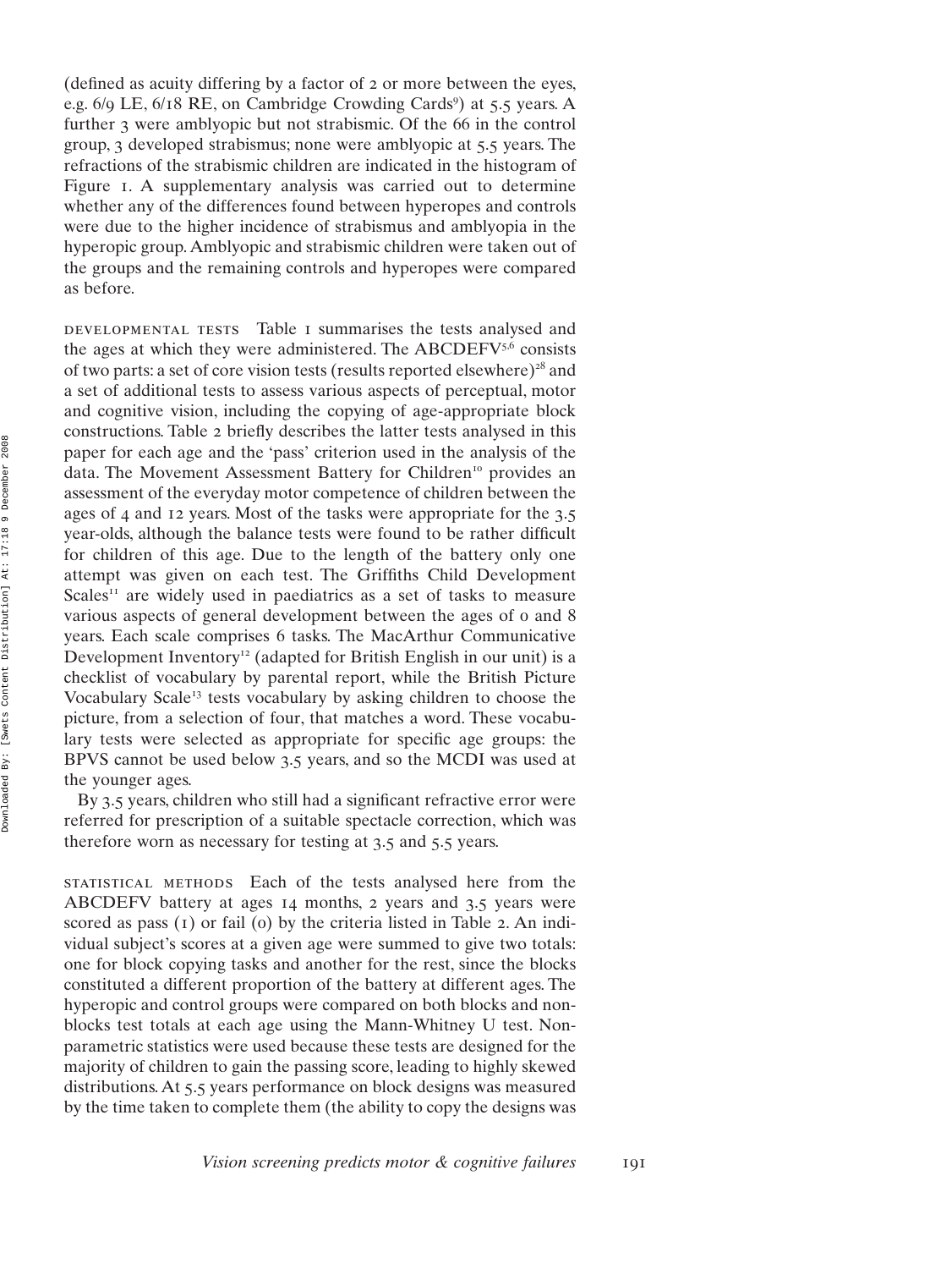(defined as acuity differing by a factor of 2 or more between the eyes, e.g. 6/9 LE, 6/18 RE, on Cambridge Crowding Cards[9]) at 5.5 years. A further 3 were amblyopic but not strabismic. Of the 66 in the control group, 3 developed strabismus; none were amblyopic at 5.5 years. The refractions of the strabismic children are indicated in the histogram of Figure 1. A supplementary analysis was carried out to determine whether any of the differences found between hyperopes and controls were due to the higher incidence of strabismus and amblyopia in the hyperopic group. Amblyopic and strabismic children were taken out of the groups and the remaining controls and hyperopes were compared as before.

DEVELOPMENTAL TESTS Table 1 summarises the tests analysed and the ages at which they were administered. The ABCDEFV[5,6] consists of two parts: a set of core vision tests (results reported elsewhere)[28] and a set of additional tests to assess various aspects of perceptual, motor and cognitive vision, including the copying of age-appropriate block constructions. Table 2 briefly describes the latter tests analysed in this paper for each age and the 'pass' criterion used in the analysis of the data. The Movement Assessment Battery for Children[10] provides an assessment of the everyday motor competence of children between the ages of 4 and 12 years. Most of the tasks were appropriate for the 3.5 year-olds, although the balance tests were found to be rather difficult for children of this age. Due to the length of the battery only one attempt was given on each test. The Griffiths Child Development Scales[11] are widely used in paediatrics as a set of tasks to measure various aspects of general development between the ages of 0 and 8 years. Each scale comprises 6 tasks. The MacArthur Communicative Development Inventory[12] (adapted for British English in our unit) is a checklist of vocabulary by parental report, while the British Picture Vocabulary Scale[13] tests vocabulary by asking children to choose the picture, from a selection of four, that matches a word. These vocabulary tests were selected as appropriate for specific age groups: the BPVS cannot be used below 3.5 years, and so the MCDI was used at the younger ages.

By 3.5 years, children who still had a significant refractive error were referred for prescription of a suitable spectacle correction, which was therefore worn as necessary for testing at 3.5 and 5.5 years.

STATISTICAL METHODS Each of the tests analysed here from the ABCDEFV battery at ages 14 months, 2 years and 3.5 years were scored as pass (1) or fail (0) by the criteria listed in Table 2. An individual subject's scores at a given age were summed to give two totals: one for block copying tasks and another for the rest, since the blocks constituted a different proportion of the battery at different ages. The hyperopic and control groups were compared on both blocks and non-blocks test totals at each age using the Mann-Whitney U test. Non-parametric statistics were used because these tests are designed for the majority of children to gain the passing score, leading to highly skewed distributions. At 5.5 years performance on block designs was measured by the time taken to complete them (the ability to copy the designs was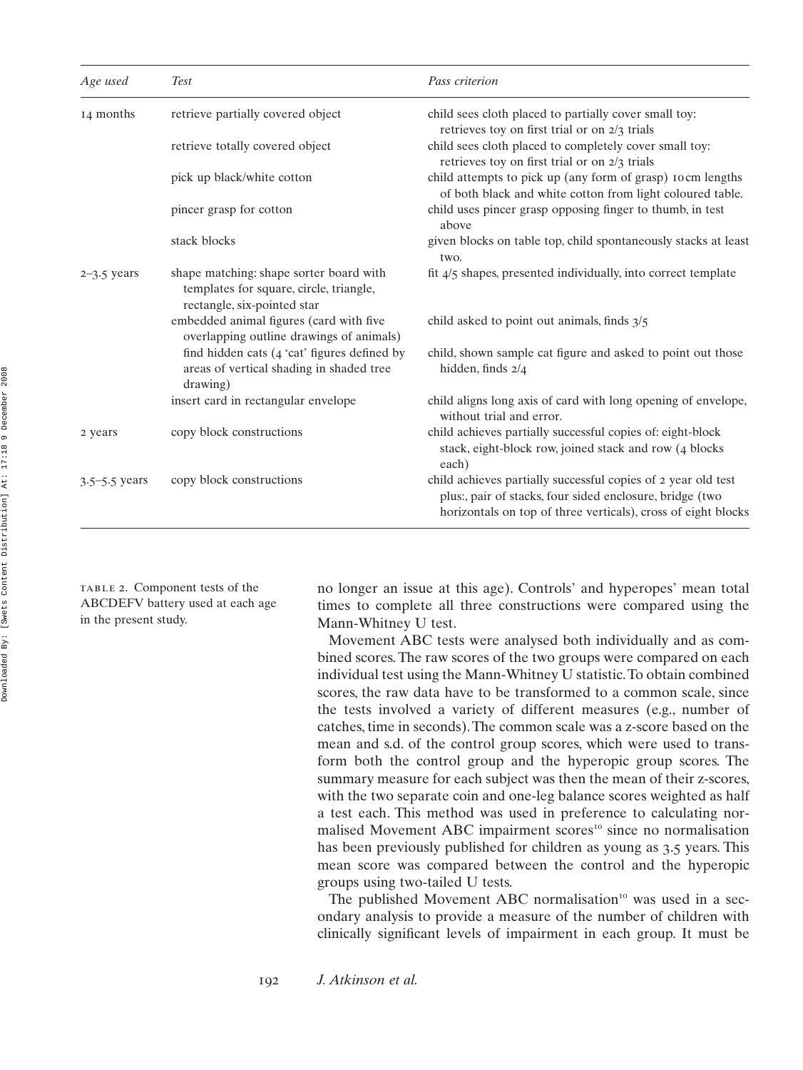| *Age used* | *Test* | *Pass criterion* |
|---|---|---|
| 14 months | retrieve partially covered object | child sees cloth placed to partially cover small toy: retrieves toy on first trial or on 2/3 trials |
| | retrieve totally covered object | child sees cloth placed to completely cover small toy: retrieves toy on first trial or on 2/3 trials |
| | pick up black/white cotton | child attempts to pick up (any form of grasp) 10 cm lengths of both black and white cotton from light coloured table. |
| | pincer grasp for cotton | child uses pincer grasp opposing finger to thumb, in test above |
| | stack blocks | given blocks on table top, child spontaneously stacks at least two. |
| 2–3.5 years | shape matching: shape sorter board with templates for square, circle, triangle, rectangle, six-pointed star | fit 4/5 shapes, presented individually, into correct template |
| | embedded animal figures (card with five overlapping outline drawings of animals) | child asked to point out animals, finds 3/5 |
| | find hidden cats (4 'cat' figures defined by areas of vertical shading in shaded tree drawing) | child, shown sample cat figure and asked to point out those hidden, finds 2/4 |
| | insert card in rectangular envelope | child aligns long axis of card with long opening of envelope, without trial and error. |
| 2 years | copy block constructions | child achieves partially successful copies of: eight-block stack, eight-block row, joined stack and row (4 blocks each) |
| 3.5–5.5 years | copy block constructions | child achieves partially successful copies of 2 year old test plus:, pair of stacks, four sided enclosure, bridge (two horizontals on top of three verticals), cross of eight blocks |

TABLE 2. Component tests of the ABCDEFV battery used at each age in the present study.

no longer an issue at this age). Controls' and hyperopes' mean total times to complete all three constructions were compared using the Mann-Whitney U test.

Movement ABC tests were analysed both individually and as combined scores. The raw scores of the two groups were compared on each individual test using the Mann-Whitney U statistic. To obtain combined scores, the raw data have to be transformed to a common scale, since the tests involved a variety of different measures (e.g., number of catches, time in seconds). The common scale was a z-score based on the mean and s.d. of the control group scores, which were used to transform both the control group and the hyperopic group scores. The summary measure for each subject was then the mean of their z-scores, with the two separate coin and one-leg balance scores weighted as half a test each. This method was used in preference to calculating normalised Movement ABC impairment scores[10] since no normalisation has been previously published for children as young as 3.5 years. This mean score was compared between the control and the hyperopic groups using two-tailed U tests.

The published Movement ABC normalisation[10] was used in a secondary analysis to provide a measure of the number of children with clinically significant levels of impairment in each group. It must be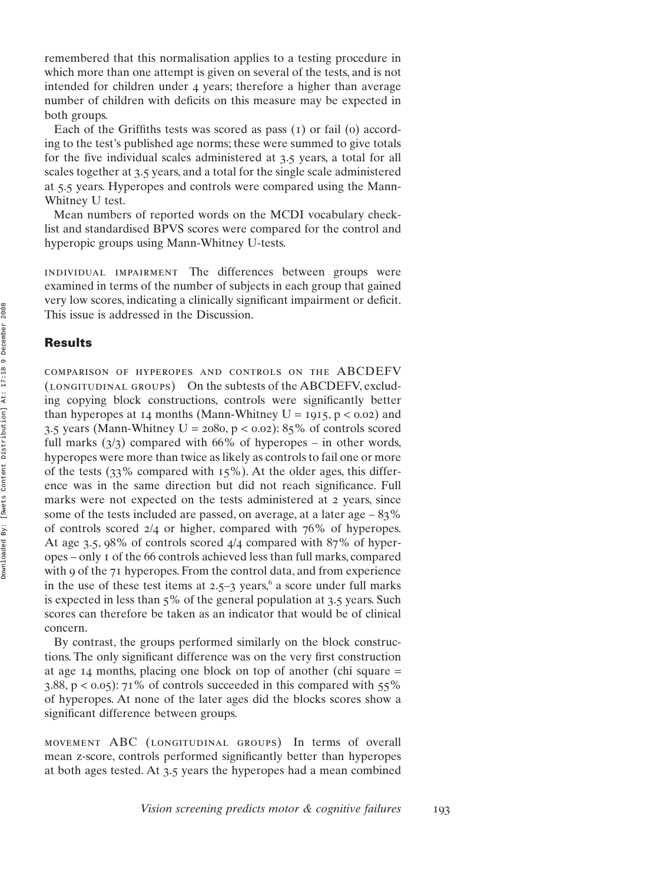remembered that this normalisation applies to a testing procedure in which more than one attempt is given on several of the tests, and is not intended for children under 4 years; therefore a higher than average number of children with deficits on this measure may be expected in both groups.

Each of the Griffiths tests was scored as pass (1) or fail (0) according to the test's published age norms; these were summed to give totals for the five individual scales administered at 3.5 years, a total for all scales together at 3.5 years, and a total for the single scale administered at 5.5 years. Hyperopes and controls were compared using the Mann-Whitney U test.

Mean numbers of reported words on the MCDI vocabulary checklist and standardised BPVS scores were compared for the control and hyperopic groups using Mann-Whitney U-tests.

INDIVIDUAL IMPAIRMENT The differences between groups were examined in terms of the number of subjects in each group that gained very low scores, indicating a clinically significant impairment or deficit. This issue is addressed in the Discussion.

## Results

COMPARISON OF HYPEROPES AND CONTROLS ON THE ABCDEFV (LONGITUDINAL GROUPS) On the subtests of the ABCDEFV, excluding copying block constructions, controls were significantly better than hyperopes at 14 months (Mann-Whitney $U = 1915$, $p < 0.02$) and 3.5 years (Mann-Whitney $U = 2080$, $p < 0.02$): 85% of controls scored full marks (3/3) compared with 66% of hyperopes – in other words, hyperopes were more than twice as likely as controls to fail one or more of the tests (33% compared with 15%). At the older ages, this difference was in the same direction but did not reach significance. Full marks were not expected on the tests administered at 2 years, since some of the tests included are passed, on average, at a later age – 83% of controls scored 2/4 or higher, compared with 76% of hyperopes. At age 3.5, 98% of controls scored 4/4 compared with 87% of hyperopes – only 1 of the 66 controls achieved less than full marks, compared with 9 of the 71 hyperopes. From the control data, and from experience in the use of these test items at 2.5–3 years,[6] a score under full marks is expected in less than 5% of the general population at 3.5 years. Such scores can therefore be taken as an indicator that would be of clinical concern.

By contrast, the groups performed similarly on the block constructions. The only significant difference was on the very first construction at age 14 months, placing one block on top of another (chi square = 3.88, $p < 0.05$): 71% of controls succeeded in this compared with 55% of hyperopes. At none of the later ages did the blocks scores show a significant difference between groups.

MOVEMENT ABC (LONGITUDINAL GROUPS) In terms of overall mean z-score, controls performed significantly better than hyperopes at both ages tested. At 3.5 years the hyperopes had a mean combined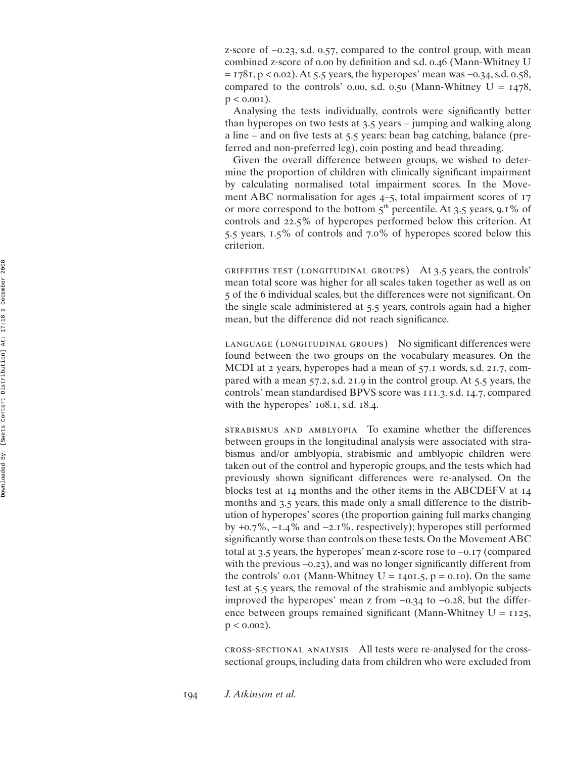z-score of −0.23, s.d. 0.57, compared to the control group, with mean combined z-score of 0.00 by definition and s.d. 0.46 (Mann-Whitney $U = 1781$, $p < 0.02$). At 5.5 years, the hyperopes' mean was −0.34, s.d. 0.58, compared to the controls' 0.00, s.d. 0.50 (Mann-Whitney $U = 1478$, $p < 0.001$).

Analysing the tests individually, controls were significantly better than hyperopes on two tests at 3.5 years – jumping and walking along a line – and on five tests at 5.5 years: bean bag catching, balance (preferred and non-preferred leg), coin posting and bead threading.

Given the overall difference between groups, we wished to determine the proportion of children with clinically significant impairment by calculating normalised total impairment scores. In the Movement ABC normalisation for ages 4–5, total impairment scores of 17 or more correspond to the bottom 5th percentile. At 3.5 years, 9.1% of controls and 22.5% of hyperopes performed below this criterion. At 5.5 years, 1.5% of controls and 7.0% of hyperopes scored below this criterion.

GRIFFITHS TEST (LONGITUDINAL GROUPS) At 3.5 years, the controls' mean total score was higher for all scales taken together as well as on 5 of the 6 individual scales, but the differences were not significant. On the single scale administered at 5.5 years, controls again had a higher mean, but the difference did not reach significance.

LANGUAGE (LONGITUDINAL GROUPS) No significant differences were found between the two groups on the vocabulary measures. On the MCDI at 2 years, hyperopes had a mean of 57.1 words, s.d. 21.7, compared with a mean 57.2, s.d. 21.9 in the control group. At 5.5 years, the controls' mean standardised BPVS score was 111.3, s.d. 14.7, compared with the hyperopes' 108.1, s.d. 18.4.

STRABISMUS AND AMBLYOPIA To examine whether the differences between groups in the longitudinal analysis were associated with strabismus and/or amblyopia, strabismic and amblyopic children were taken out of the control and hyperopic groups, and the tests which had previously shown significant differences were re-analysed. On the blocks test at 14 months and the other items in the ABCDEFV at 14 months and 3.5 years, this made only a small difference to the distribution of hyperopes' scores (the proportion gaining full marks changing by +0.7%, −1.4% and −2.1%, respectively); hyperopes still performed significantly worse than controls on these tests. On the Movement ABC total at 3.5 years, the hyperopes' mean z-score rose to −0.17 (compared with the previous −0.23), and was no longer significantly different from the controls' 0.01 (Mann-Whitney $U = 1401.5$, $p = 0.10$). On the same test at 5.5 years, the removal of the strabismic and amblyopic subjects improved the hyperopes' mean z from −0.34 to −0.28, but the difference between groups remained significant (Mann-Whitney $U = 1125$, $p < 0.002$).

CROSS-SECTIONAL ANALYSIS All tests were re-analysed for the cross-sectional groups, including data from children who were excluded from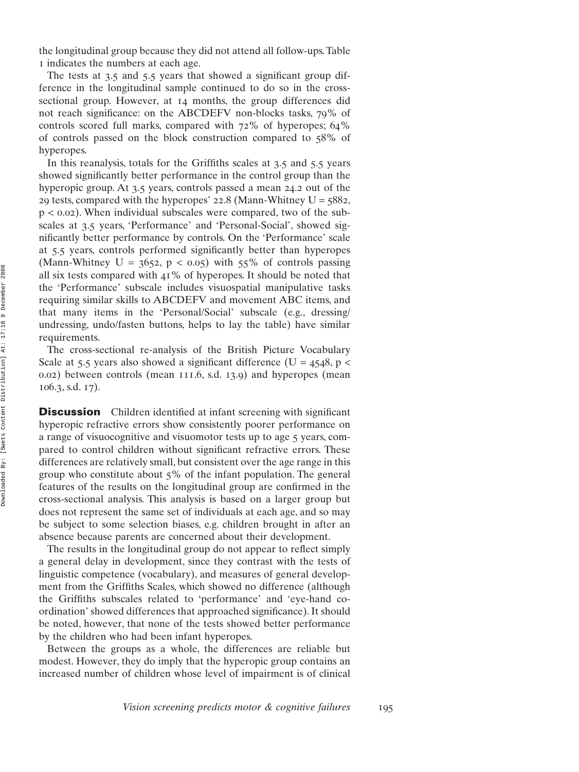the longitudinal group because they did not attend all follow-ups. Table 1 indicates the numbers at each age.

The tests at 3.5 and 5.5 years that showed a significant group difference in the longitudinal sample continued to do so in the cross-sectional group. However, at 14 months, the group differences did not reach significance: on the ABCDEFV non-blocks tasks, 79% of controls scored full marks, compared with 72% of hyperopes; 64% of controls passed on the block construction compared to 58% of hyperopes.

In this reanalysis, totals for the Griffiths scales at 3.5 and 5.5 years showed significantly better performance in the control group than the hyperopic group. At 3.5 years, controls passed a mean 24.2 out of the 29 tests, compared with the hyperopes' 22.8 (Mann-Whitney $U = 5882$, $p < 0.02$). When individual subscales were compared, two of the subscales at 3.5 years, 'Performance' and 'Personal-Social', showed significantly better performance by controls. On the 'Performance' scale at 5.5 years, controls performed significantly better than hyperopes (Mann-Whitney $U = 3652$, $p < 0.05$) with 55% of controls passing all six tests compared with 41% of hyperopes. It should be noted that the 'Performance' subscale includes visuospatial manipulative tasks requiring similar skills to ABCDEFV and movement ABC items, and that many items in the 'Personal/Social' subscale (e.g., dressing/undressing, undo/fasten buttons, helps to lay the table) have similar requirements.

The cross-sectional re-analysis of the British Picture Vocabulary Scale at 5.5 years also showed a significant difference ($U = 4548$, $p < 0.02$) between controls (mean 111.6, s.d. 13.9) and hyperopes (mean 106.3, s.d. 17).

**Discussion** Children identified at infant screening with significant hyperopic refractive errors show consistently poorer performance on a range of visuocognitive and visuomotor tests up to age 5 years, compared to control children without significant refractive errors. These differences are relatively small, but consistent over the age range in this group who constitute about 5% of the infant population. The general features of the results on the longitudinal group are confirmed in the cross-sectional analysis. This analysis is based on a larger group but does not represent the same set of individuals at each age, and so may be subject to some selection biases, e.g. children brought in after an absence because parents are concerned about their development.

The results in the longitudinal group do not appear to reflect simply a general delay in development, since they contrast with the tests of linguistic competence (vocabulary), and measures of general development from the Griffiths Scales, which showed no difference (although the Griffiths subscales related to 'performance' and 'eye-hand co-ordination' showed differences that approached significance). It should be noted, however, that none of the tests showed better performance by the children who had been infant hyperopes.

Between the groups as a whole, the differences are reliable but modest. However, they do imply that the hyperopic group contains an increased number of children whose level of impairment is of clinical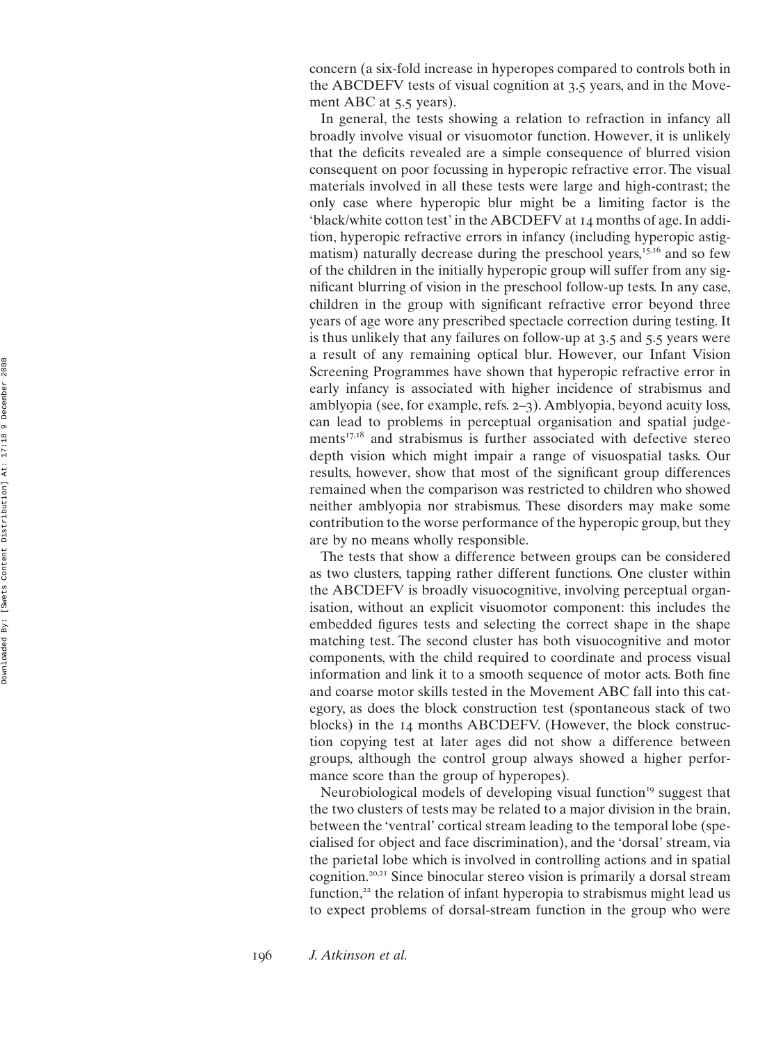concern (a six-fold increase in hyperopes compared to controls both in the ABCDEFV tests of visual cognition at 3.5 years, and in the Movement ABC at 5.5 years).

In general, the tests showing a relation to refraction in infancy all broadly involve visual or visuomotor function. However, it is unlikely that the deficits revealed are a simple consequence of blurred vision consequent on poor focussing in hyperopic refractive error. The visual materials involved in all these tests were large and high-contrast; the only case where hyperopic blur might be a limiting factor is the 'black/white cotton test' in the ABCDEFV at 14 months of age. In addition, hyperopic refractive errors in infancy (including hyperopic astigmatism) naturally decrease during the preschool years,[15,16] and so few of the children in the initially hyperopic group will suffer from any significant blurring of vision in the preschool follow-up tests. In any case, children in the group with significant refractive error beyond three years of age wore any prescribed spectacle correction during testing. It is thus unlikely that any failures on follow-up at 3.5 and 5.5 years were a result of any remaining optical blur. However, our Infant Vision Screening Programmes have shown that hyperopic refractive error in early infancy is associated with higher incidence of strabismus and amblyopia (see, for example, refs. 2–3). Amblyopia, beyond acuity loss, can lead to problems in perceptual organisation and spatial judgements[17,18] and strabismus is further associated with defective stereo depth vision which might impair a range of visuospatial tasks. Our results, however, show that most of the significant group differences remained when the comparison was restricted to children who showed neither amblyopia nor strabismus. These disorders may make some contribution to the worse performance of the hyperopic group, but they are by no means wholly responsible.

The tests that show a difference between groups can be considered as two clusters, tapping rather different functions. One cluster within the ABCDEFV is broadly visuocognitive, involving perceptual organisation, without an explicit visuomotor component: this includes the embedded figures tests and selecting the correct shape in the shape matching test. The second cluster has both visuocognitive and motor components, with the child required to coordinate and process visual information and link it to a smooth sequence of motor acts. Both fine and coarse motor skills tested in the Movement ABC fall into this category, as does the block construction test (spontaneous stack of two blocks) in the 14 months ABCDEFV. (However, the block construction copying test at later ages did not show a difference between groups, although the control group always showed a higher performance score than the group of hyperopes).

Neurobiological models of developing visual function[19] suggest that the two clusters of tests may be related to a major division in the brain, between the 'ventral' cortical stream leading to the temporal lobe (specialised for object and face discrimination), and the 'dorsal' stream, via the parietal lobe which is involved in controlling actions and in spatial cognition.[20,21] Since binocular stereo vision is primarily a dorsal stream function,[22] the relation of infant hyperopia to strabismus might lead us to expect problems of dorsal-stream function in the group who were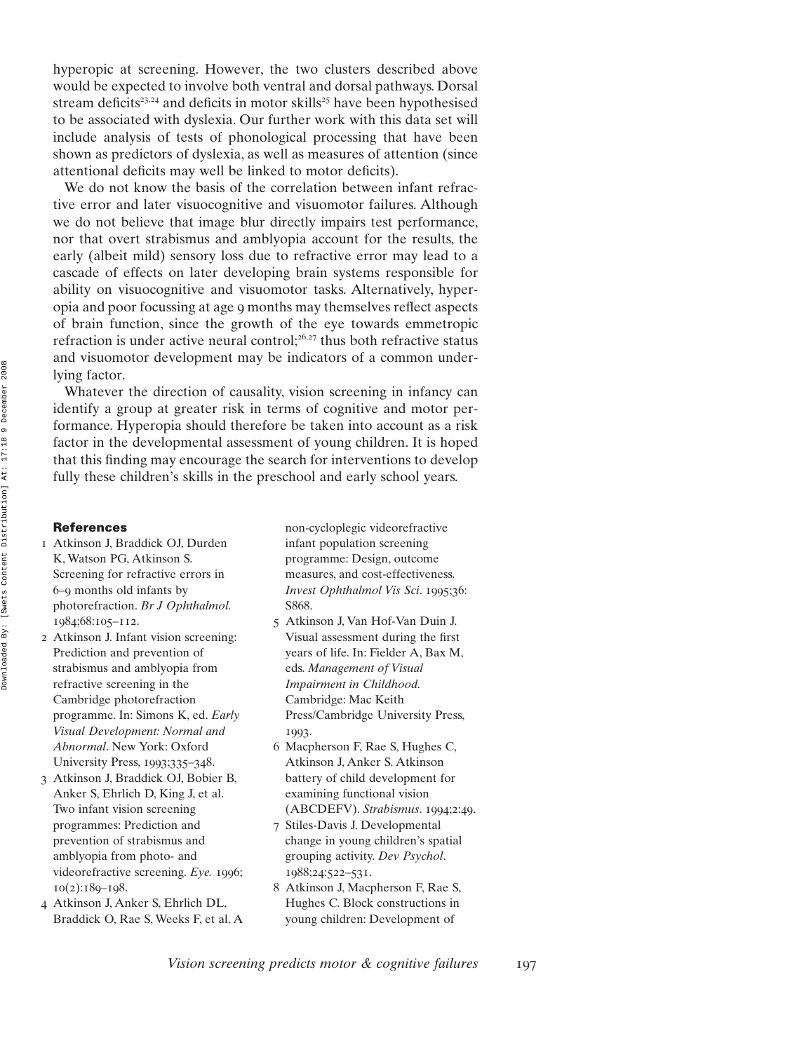hyperopic at screening. However, the two clusters described above would be expected to involve both ventral and dorsal pathways. Dorsal stream deficits[23,24] and deficits in motor skills[25] have been hypothesised to be associated with dyslexia. Our further work with this data set will include analysis of tests of phonological processing that have been shown as predictors of dyslexia, as well as measures of attention (since attentional deficits may well be linked to motor deficits).

We do not know the basis of the correlation between infant refractive error and later visuocognitive and visuomotor failures. Although we do not believe that image blur directly impairs test performance, nor that overt strabismus and amblyopia account for the results, the early (albeit mild) sensory loss due to refractive error may lead to a cascade of effects on later developing brain systems responsible for ability on visuocognitive and visuomotor tasks. Alternatively, hyperopia and poor focussing at age 9 months may themselves reflect aspects of brain function, since the growth of the eye towards emmetropic refraction is under active neural control;[26,27] thus both refractive status and visuomotor development may be indicators of a common underlying factor.

Whatever the direction of causality, vision screening in infancy can identify a group at greater risk in terms of cognitive and motor performance. Hyperopia should therefore be taken into account as a risk factor in the developmental assessment of young children. It is hoped that this finding may encourage the search for interventions to develop fully these children's skills in the preschool and early school years.

## References

1. Atkinson J, Braddick OJ, Durden K, Watson PG, Atkinson S. Screening for refractive errors in 6–9 months old infants by photorefraction. *Br J Ophthalmol.* 1984;68:105–112.
2. Atkinson J. Infant vision screening: Prediction and prevention of strabismus and amblyopia from refractive screening in the Cambridge photorefraction programme. In: Simons K, ed. *Early Visual Development: Normal and Abnormal*. New York: Oxford University Press, 1993;335–348.
3. Atkinson J, Braddick OJ, Bobier B, Anker S, Ehrlich D, King J, et al. Two infant vision screening programmes: Prediction and prevention of strabismus and amblyopia from photo- and videorefractive screening. *Eye.* 1996; 10(2):189–198.
4. Atkinson J, Anker S, Ehrlich DL, Braddick O, Rae S, Weeks F, et al. A non-cycloplegic videorefractive infant population screening programme: Design, outcome measures, and cost-effectiveness. *Invest Ophthalmol Vis Sci*. 1995;36: S868.
5. Atkinson J, Van Hof-Van Duin J. Visual assessment during the first years of life. In: Fielder A, Bax M, eds. *Management of Visual Impairment in Childhood.* Cambridge: Mac Keith Press/Cambridge University Press, 1993.
6. Macpherson F, Rae S, Hughes C, Atkinson J, Anker S. Atkinson battery of child development for examining functional vision (ABCDEFV). *Strabismus*. 1994;2:49.
7. Stiles-Davis J. Developmental change in young children's spatial grouping activity. *Dev Psychol*. 1988;24:522–531.
8. Atkinson J, Macpherson F, Rae S, Hughes C. Block constructions in young children: Development of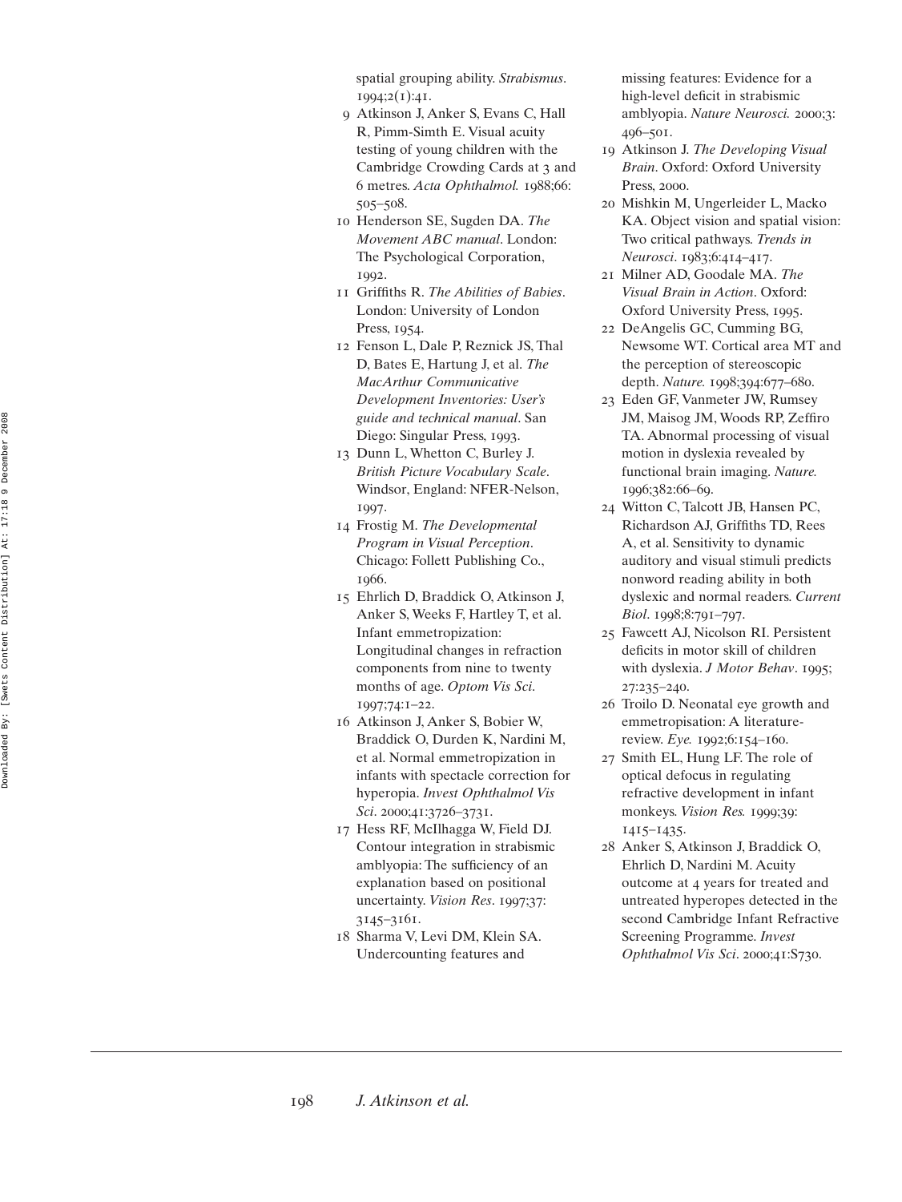spatial grouping ability. *Strabismus*. 1994;2(1):41.

9 Atkinson J, Anker S, Evans C, Hall R, Pimm-Simth E. Visual acuity testing of young children with the Cambridge Crowding Cards at 3 and 6 metres. *Acta Ophthalmol.* 1988;66: 505–508.

10 Henderson SE, Sugden DA. *The Movement ABC manual*. London: The Psychological Corporation, 1992.

11 Griffiths R. *The Abilities of Babies*. London: University of London Press, 1954.

12 Fenson L, Dale P, Reznick JS, Thal D, Bates E, Hartung J, et al. *The MacArthur Communicative Development Inventories: User's guide and technical manual*. San Diego: Singular Press, 1993.

13 Dunn L, Whetton C, Burley J. *British Picture Vocabulary Scale*. Windsor, England: NFER-Nelson, 1997.

14 Frostig M. *The Developmental Program in Visual Perception*. Chicago: Follett Publishing Co., 1966.

15 Ehrlich D, Braddick O, Atkinson J, Anker S, Weeks F, Hartley T, et al. Infant emmetropization: Longitudinal changes in refraction components from nine to twenty months of age. *Optom Vis Sci*. 1997;74:1–22.

16 Atkinson J, Anker S, Bobier W, Braddick O, Durden K, Nardini M, et al. Normal emmetropization in infants with spectacle correction for hyperopia. *Invest Ophthalmol Vis Sci*. 2000;41:3726–3731.

17 Hess RF, McIlhagga W, Field DJ. Contour integration in strabismic amblyopia: The sufficiency of an explanation based on positional uncertainty. *Vision Res*. 1997;37: 3145–3161.

18 Sharma V, Levi DM, Klein SA. Undercounting features and missing features: Evidence for a high-level deficit in strabismic amblyopia. *Nature Neurosci.* 2000;3: 496–501.

19 Atkinson J. *The Developing Visual Brain*. Oxford: Oxford University Press, 2000.

20 Mishkin M, Ungerleider L, Macko KA. Object vision and spatial vision: Two critical pathways. *Trends in Neurosci*. 1983;6:414–417.

21 Milner AD, Goodale MA. *The Visual Brain in Action*. Oxford: Oxford University Press, 1995.

22 DeAngelis GC, Cumming BG, Newsome WT. Cortical area MT and the perception of stereoscopic depth. *Nature.* 1998;394:677–680.

23 Eden GF, Vanmeter JW, Rumsey JM, Maisog JM, Woods RP, Zeffiro TA. Abnormal processing of visual motion in dyslexia revealed by functional brain imaging. *Nature.* 1996;382:66–69.

24 Witton C, Talcott JB, Hansen PC, Richardson AJ, Griffiths TD, Rees A, et al. Sensitivity to dynamic auditory and visual stimuli predicts nonword reading ability in both dyslexic and normal readers. *Current Biol*. 1998;8:791–797.

25 Fawcett AJ, Nicolson RI. Persistent deficits in motor skill of children with dyslexia. *J Motor Behav*. 1995; 27:235–240.

26 Troilo D. Neonatal eye growth and emmetropisation: A literature-review. *Eye.* 1992;6:154–160.

27 Smith EL, Hung LF. The role of optical defocus in regulating refractive development in infant monkeys. *Vision Res.* 1999;39: 1415–1435.

28 Anker S, Atkinson J, Braddick O, Ehrlich D, Nardini M. Acuity outcome at 4 years for treated and untreated hyperopes detected in the second Cambridge Infant Refractive Screening Programme. *Invest Ophthalmol Vis Sci*. 2000;41:S730.